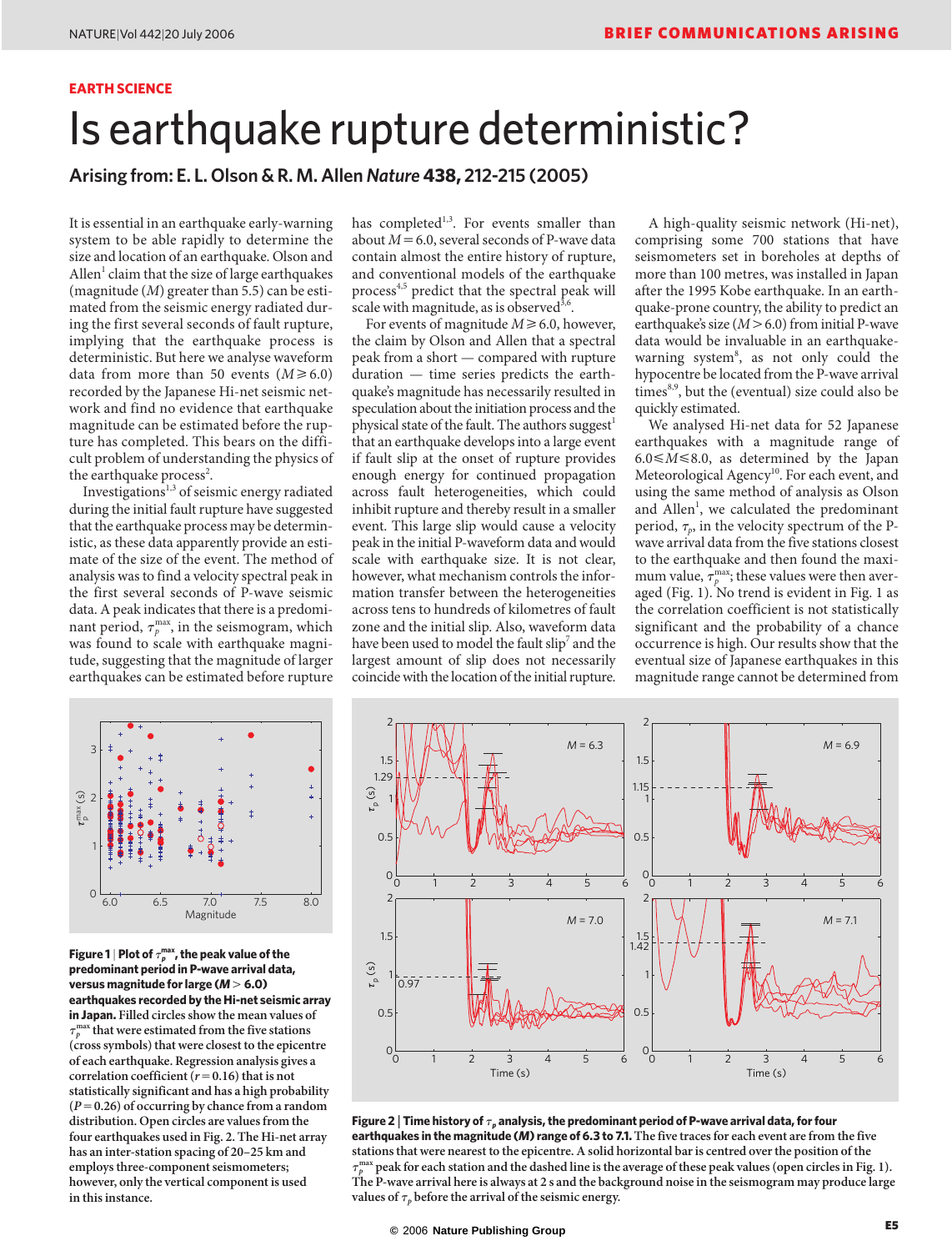EARTH SCIENCE

# Is earthquake rupture deterministic?

## Arising from: E. L. Olson & R. M. Allen *Nature* 438, 212-215 (2005)

It is essential in an earthquake early-warning system to be able rapidly to determine the size and location of an earthquake. Olson and Allen[1] claim that the size of large earthquakes (magnitude ($M$) greater than 5.5) can be estimated from the seismic energy radiated during the first several seconds of fault rupture, implying that the earthquake process is deterministic. But here we analyse waveform data from more than 50 events ($M \geq 6.0$) recorded by the Japanese Hi-net seismic network and find no evidence that earthquake magnitude can be estimated before the rupture has completed. This bears on the difficult problem of understanding the physics of the earthquake process[2].

Investigations[1,3] of seismic energy radiated during the initial fault rupture have suggested that the earthquake process may be deterministic, as these data apparently provide an estimate of the size of the event. The method of analysis was to find a velocity spectral peak in the first several seconds of P-wave seismic data. A peak indicates that there is a predominant period, $\tau_p^{max}$, in the seismogram, which was found to scale with earthquake magnitude, suggesting that the magnitude of larger earthquakes can be estimated before rupture has completed[1,3]. For events smaller than about $M = 6.0$, several seconds of P-wave data contain almost the entire history of rupture, and conventional models of the earthquake process[4,5] predict that the spectral peak will scale with magnitude, as is observed[3,6].

For events of magnitude $M \geq 6.0$, however, the claim by Olson and Allen that a spectral peak from a short — compared with rupture duration — time series predicts the earthquake's magnitude has necessarily resulted in speculation about the initiation process and the physical state of the fault. The authors suggest[1] that an earthquake develops into a large event if fault slip at the onset of rupture provides enough energy for continued propagation across fault heterogeneities, which could inhibit rupture and thereby result in a smaller event. This large slip would cause a velocity peak in the initial P-waveform data and would scale with earthquake size. It is not clear, however, what mechanism controls the information transfer between the heterogeneities across tens to hundreds of kilometres of fault zone and the initial slip. Also, waveform data have been used to model the fault slip[7] and the largest amount of slip does not necessarily coincide with the location of the initial rupture.

A high-quality seismic network (Hi-net), comprising some 700 stations that have seismometers set in boreholes at depths of more than 100 metres, was installed in Japan after the 1995 Kobe earthquake. In an earthquake-prone country, the ability to predict an earthquake's size ($M > 6.0$) from initial P-wave data would be invaluable in an earthquake-warning system[8], as not only could the hypocentre be located from the P-wave arrival times[8,9], but the (eventual) size could also be quickly estimated.

We analysed Hi-net data for 52 Japanese earthquakes with a magnitude range of $6.0 \leq M \leq 8.0$, as determined by the Japan Meteorological Agency[10]. For each event, and using the same method of analysis as Olson and Allen[1], we calculated the predominant period, $\tau_p$, in the velocity spectrum of the P-wave arrival data from the five stations closest to the earthquake and then found the maximum value, $\tau_p^{max}$; these values were then averaged (Fig. 1). No trend is evident in Fig. 1 as the correlation coefficient is not statistically significant and the probability of a chance occurrence is high. Our results show that the eventual size of Japanese earthquakes in this magnitude range cannot be determined from

**Figure 1 | Plot of $\tau_p^{max}$, the peak value of the predominant period in P-wave arrival data, versus magnitude for large ($M > 6.0$) earthquakes recorded by the Hi-net seismic array in Japan.** Filled circles show the mean values of $\tau_p^{max}$ that were estimated from the five stations (cross symbols) that were closest to the epicentre of each earthquake. Regression analysis gives a correlation coefficient ($r = 0.16$) that is not statistically significant and has a high probability ($P = 0.26$) of occurring by chance from a random distribution. Open circles are values from the four earthquakes used in Fig. 2. The Hi-net array has an inter-station spacing of 20–25 km and employs three-component seismometers; however, only the vertical component is used in this instance.

**Figure 2 | Time history of $\tau_p$ analysis, the predominant period of P-wave arrival data, for four earthquakes in the magnitude ($M$) range of 6.3 to 7.1.** The five traces for each event are from the five stations that were nearest to the epicentre. A solid horizontal bar is centred over the position of the $\tau_p^{max}$ peak for each station and the dashed line is the average of these peak values (open circles in Fig. 1). The P-wave arrival here is always at 2 s and the background noise in the seismogram may produce large values of $\tau_p$ before the arrival of the seismic energy.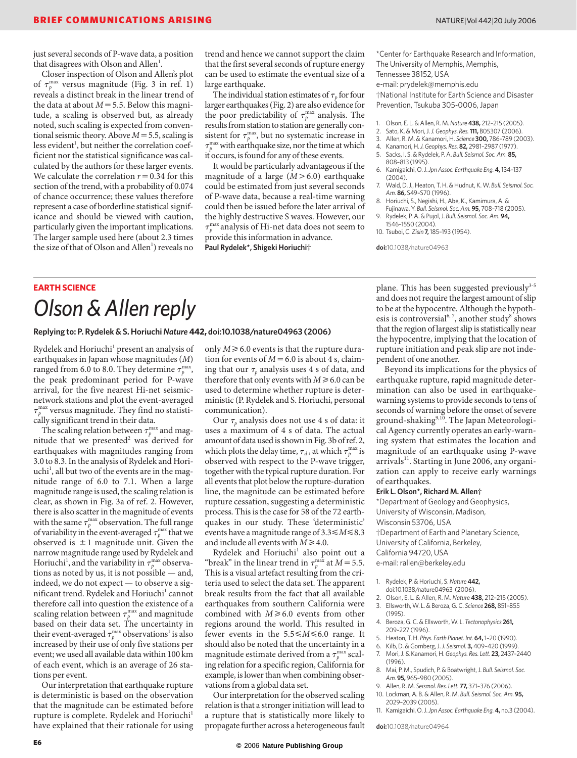just several seconds of P-wave data, a position that disagrees with Olson and Allen[1].

Closer inspection of Olson and Allen's plot of $\tau_p^{max}$ versus magnitude (Fig. 3 in ref. 1) reveals a distinct break in the linear trend of the data at about $M=5.5$. Below this magnitude, a scaling is observed but, as already noted, such scaling is expected from conventional seismic theory. Above $M=5.5$, scaling is less evident[1], but neither the correlation coefficient nor the statistical significance was calculated by the authors for these larger events. We calculate the correlation $r=0.34$ for this section of the trend, with a probability of 0.074 of chance occurrence; these values therefore represent a case of borderline statistical significance and should be viewed with caution, particularly given the important implications. The larger sample used here (about 2.3 times the size of that of Olson and Allen[1]) reveals no trend and hence we cannot support the claim that the first several seconds of rupture energy can be used to estimate the eventual size of a large earthquake.

The individual station estimates of $\tau_p$ for four larger earthquakes (Fig. 2) are also evidence for the poor predictability of $\tau_p^{max}$ analysis. The results from station to station are generally consistent for $\tau_p^{max}$, but no systematic increase in $\tau_p^{max}$ with earthquake size, nor the time at which it occurs, is found for any of these events.

It would be particularly advantageous if the magnitude of a large ($M>6.0$) earthquake could be estimated from just several seconds of P-wave data, because a real-time warning could then be issued before the later arrival of the highly destructive S waves. However, our $\tau_p^{max}$ analysis of Hi-net data does not seem to provide this information in advance.

**Paul Rydelek\*, Shigeki Horiuchi†**

\*Center for Earthquake Research and Information, The University of Memphis, Memphis, Tennessee 38152, USA
e-mail: prydelek@memphis.edu
†National Institute for Earth Science and Disaster Prevention, Tsukuba 305-0006, Japan

1. Olson, E. L. & Allen, R. M. *Nature* **438,** 212–215 (2005).
2. Sato, K. & Mori, J. *J. Geophys. Res.* **111,** B05307 (2006).
3. Allen, R. M. & Kanamori, H. *Science* **300,** 786–789 (2003).
4. Kanamori, H. *J. Geophys. Res.* **82,** 2981–2987 (1977).
5. Sacks, I. S. & Rydelek, P. A. *Bull. Seismol. Soc. Am.* **85,** 808–813 (1995).
6. Kamigaichi, O. *J. Jpn Assoc. Earthquake Eng.* **4,** 134–137 (2004).
7. Wald, D. J., Heaton, T. H. & Hudnut, K. W. *Bull. Seismol. Soc. Am.* **86,** S49–S70 (1996).
8. Horiuchi, S., Negishi, H., Abe, K., Kamimura, A. & Fujinawa, Y. *Bull. Seismol. Soc. Am.* **95,** 708–718 (2005).
9. Rydelek, P. A. & Pujol, J. *Bull. Seismol. Soc. Am.* **94,** 1546–1550 (2004).
10. Tsuboi, C. *Zisin* **7,** 185–193 (1954).

doi:10.1038/nature04963

## EARTH SCIENCE

# Olson & Allen reply

**Replying to: P. Rydelek & S. Horiuchi *Nature* 442, doi:10.1038/nature04963 (2006)**

Rydelek and Horiuchi[1] present an analysis of earthquakes in Japan whose magnitudes ($M$) ranged from 6.0 to 8.0. They determine $\tau_p^{max}$, the peak predominant period for P-wave arrival, for the five nearest Hi-net seismic-network stations and plot the event-averaged $\tau_p^{max}$ versus magnitude. They find no statistically significant trend in their data.

The scaling relation between $\tau_p^{max}$ and magnitude that we presented[2] was derived for earthquakes with magnitudes ranging from 3.0 to 8.3. In the analysis of Rydelek and Horiuchi[1], all but two of the events are in the magnitude range of 6.0 to 7.1. When a large magnitude range is used, the scaling relation is clear, as shown in Fig. 3a of ref. 2. However, there is also scatter in the magnitude of events with the same $\tau_p^{max}$ observation. The full range of variability in the event-averaged $\tau_p^{max}$ that we observed is $\pm1$ magnitude unit. Given the narrow magnitude range used by Rydelek and Horiuchi[1], and the variability in $\tau_p^{max}$ observations as noted by us, it is not possible — and, indeed, we do not expect — to observe a significant trend. Rydelek and Horiuchi[1] cannot therefore call into question the existence of a scaling relation between $\tau_p^{max}$ and magnitude based on their data set. The uncertainty in their event-averaged $\tau_p^{max}$ observations[1] is also increased by their use of only five stations per event; we used all available data within 100 km of each event, which is an average of 26 stations per event.

Our interpretation that earthquake rupture is deterministic is based on the observation that the magnitude can be estimated before rupture is complete. Rydelek and Horiuchi[1] have explained that their rationale for using only $M\geq6.0$ events is that the rupture duration for events of $M=6.0$ is about 4 s, claiming that our $\tau_p$ analysis uses 4 s of data, and therefore that only events with $M\geq6.0$ can be used to determine whether rupture is deterministic (P. Rydelek and S. Horiuchi, personal communication).

Our $\tau_p$ analysis does not use 4 s of data: it uses a maximum of 4 s of data. The actual amount of data used is shown in Fig. 3b of ref. 2, which plots the delay time, $\tau_d$, at which $\tau_p^{max}$ is observed with respect to the P-wave trigger, together with the typical rupture duration. For all events that plot below the rupture-duration line, the magnitude can be estimated before rupture cessation, suggesting a deterministic process. This is the case for 58 of the 72 earthquakes in our study. These 'deterministic' events have a magnitude range of $3.3\leq M\leq8.3$ and include all events with $M\geq4.0$.

Rydelek and Horiuchi[1] also point out a "break" in the linear trend in $\tau_p^{max}$ at $M=5.5$. This is a visual artefact resulting from the criteria used to select the data set. The apparent break results from the fact that all available earthquakes from southern California were combined with $M\geq6.0$ events from other regions around the world. This resulted in fewer events in the $5.5\leq M\leq6.0$ range. It should also be noted that the uncertainty in a magnitude estimate derived from a $\tau_p^{max}$ scaling relation for a specific region, California for example, is lower than when combining observations from a global data set.

Our interpretation for the observed scaling relation is that a stronger initiation will lead to a rupture that is statistically more likely to propagate further across a heterogeneous fault plane. This has been suggested previously[3–5] and does not require the largest amount of slip to be at the hypocentre. Although the hypothesis is controversial[6,7], another study[8] shows that the region of largest slip is statistically near the hypocentre, implying that the location of rupture initiation and peak slip are not independent of one another.

Beyond its implications for the physics of earthquake rupture, rapid magnitude determination can also be used in earthquake-warning systems to provide seconds to tens of seconds of warning before the onset of severe ground-shaking[9,10]. The Japan Meteorological Agency currently operates an early-warning system that estimates the location and magnitude of an earthquake using P-wave arrivals[11]. Starting in June 2006, any organization can apply to receive early warnings of earthquakes.

**Erik L. Olson\*, Richard M. Allen†**

\*Department of Geology and Geophysics, University of Wisconsin, Madison, Wisconsin 53706, USA
†Department of Earth and Planetary Science, University of California, Berkeley, California 94720, USA
e-mail: rallen@berkeley.edu

1. Rydelek, P. & Horiuchi, S. *Nature* **442,** doi:10.1038/nature04963 (2006).
2. Olson, E. L. & Allen, R. M. *Nature* **438,** 212–215 (2005).
3. Ellsworth, W. L. & Beroza, G. C. *Science* **268,** 851–855 (1995).
4. Beroza, G. C. & Ellsworth, W. L. *Tectonophysics* **261,** 209–227 (1996).
5. Heaton, T. H. *Phys. Earth Planet. Int.* **64,** 1–20 (1990).
6. Kilb, D. & Gomberg, J. *J. Seismol.* **3,** 409–420 (1999).
7. Mori, J. & Kanamori, H. *Geophys. Res. Lett.* **23,** 2437–2440 (1996).
8. Mai, P. M., Spudich, P. & Boatwright, J. *Bull. Seismol. Soc. Am.* **95,** 965–980 (2005).
9. Allen, R. M. *Seismol. Res. Lett.* **77,** 371–376 (2006).
10. Lockman, A. B. & Allen, R. M. *Bull. Seismol. Soc. Am.* **95,** 2029–2039 (2005).
11. Kamigaichi, O. *J. Jpn Assoc. Earthquake Eng.* **4,** no.3 (2004).

doi:10.1038/nature04964